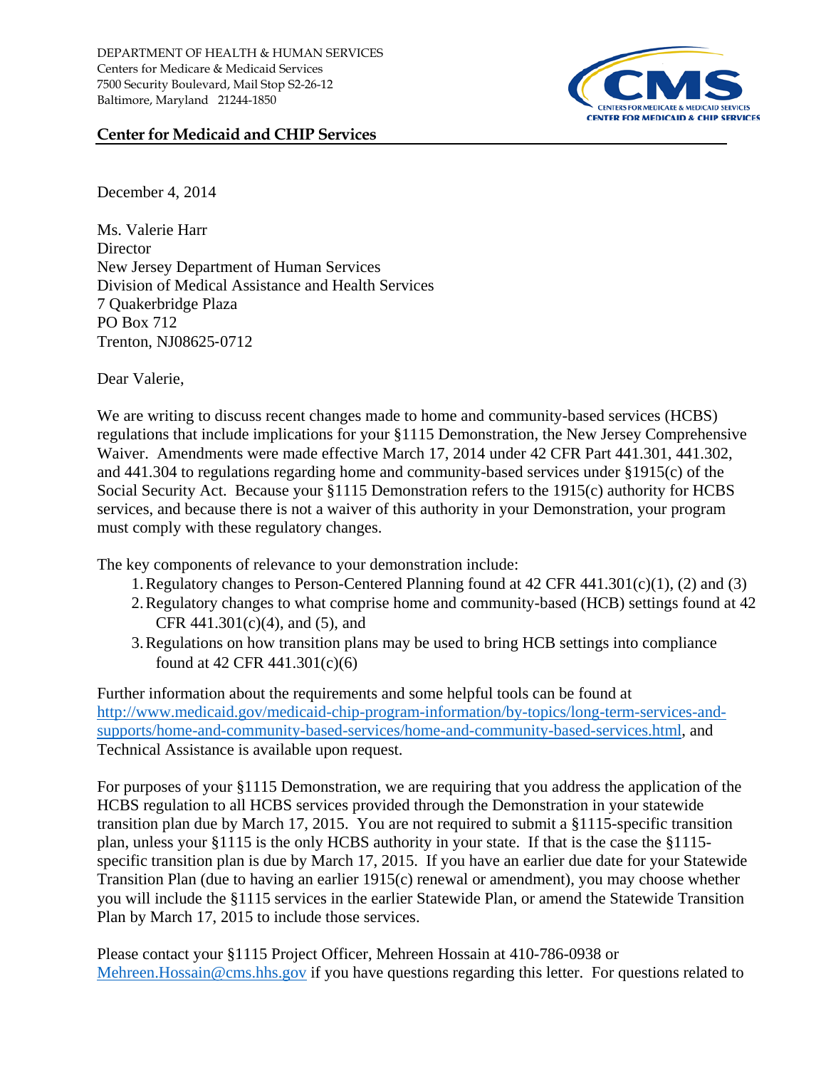DEPARTMENT OF HEALTH & HUMAN SERVICES
Centers for Medicare & Medicaid Services
7500 Security Boulevard, Mail Stop S2-26-12
Baltimore, Maryland 21244-1850

**Center for Medicaid and CHIP Services**

December 4, 2014

Ms. Valerie Harr
Director
New Jersey Department of Human Services
Division of Medical Assistance and Health Services
7 Quakerbridge Plaza
PO Box 712
Trenton, NJ08625-0712

Dear Valerie,

We are writing to discuss recent changes made to home and community-based services (HCBS) regulations that include implications for your §1115 Demonstration, the New Jersey Comprehensive Waiver. Amendments were made effective March 17, 2014 under 42 CFR Part 441.301, 441.302, and 441.304 to regulations regarding home and community-based services under §1915(c) of the Social Security Act. Because your §1115 Demonstration refers to the 1915(c) authority for HCBS services, and because there is not a waiver of this authority in your Demonstration, your program must comply with these regulatory changes.

The key components of relevance to your demonstration include:

1. Regulatory changes to Person-Centered Planning found at 42 CFR 441.301(c)(1), (2) and (3)
2. Regulatory changes to what comprise home and community-based (HCB) settings found at 42 CFR 441.301(c)(4), and (5), and
3. Regulations on how transition plans may be used to bring HCB settings into compliance found at 42 CFR 441.301(c)(6)

Further information about the requirements and some helpful tools can be found at [http://www.medicaid.gov/medicaid-chip-program-information/by-topics/long-term-services-and-supports/home-and-community-based-services/home-and-community-based-services.html](http://www.medicaid.gov/medicaid-chip-program-information/by-topics/long-term-services-and-supports/home-and-community-based-services/home-and-community-based-services.html), and Technical Assistance is available upon request.

For purposes of your §1115 Demonstration, we are requiring that you address the application of the HCBS regulation to all HCBS services provided through the Demonstration in your statewide transition plan due by March 17, 2015. You are not required to submit a §1115-specific transition plan, unless your §1115 is the only HCBS authority in your state. If that is the case the §1115-specific transition plan is due by March 17, 2015. If you have an earlier due date for your Statewide Transition Plan (due to having an earlier 1915(c) renewal or amendment), you may choose whether you will include the §1115 services in the earlier Statewide Plan, or amend the Statewide Transition Plan by March 17, 2015 to include those services.

Please contact your §1115 Project Officer, Mehreen Hossain at 410-786-0938 or [Mehreen.Hossain@cms.hhs.gov](mailto:Mehreen.Hossain@cms.hhs.gov) if you have questions regarding this letter. For questions related to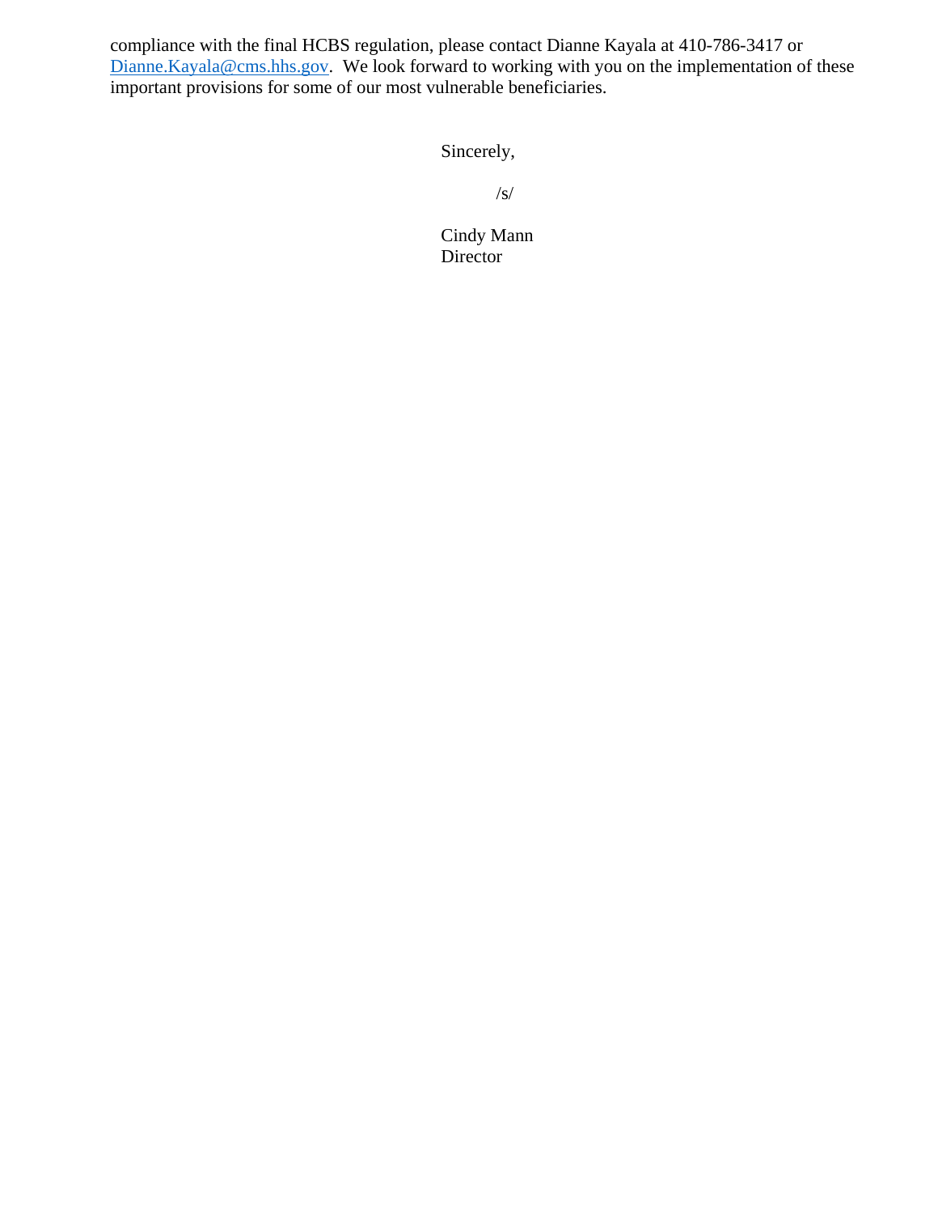compliance with the final HCBS regulation, please contact Dianne Kayala at 410-786-3417 or Dianne.Kayala@cms.hhs.gov. We look forward to working with you on the implementation of these important provisions for some of our most vulnerable beneficiaries.

Sincerely,

/s/

Cindy Mann
Director